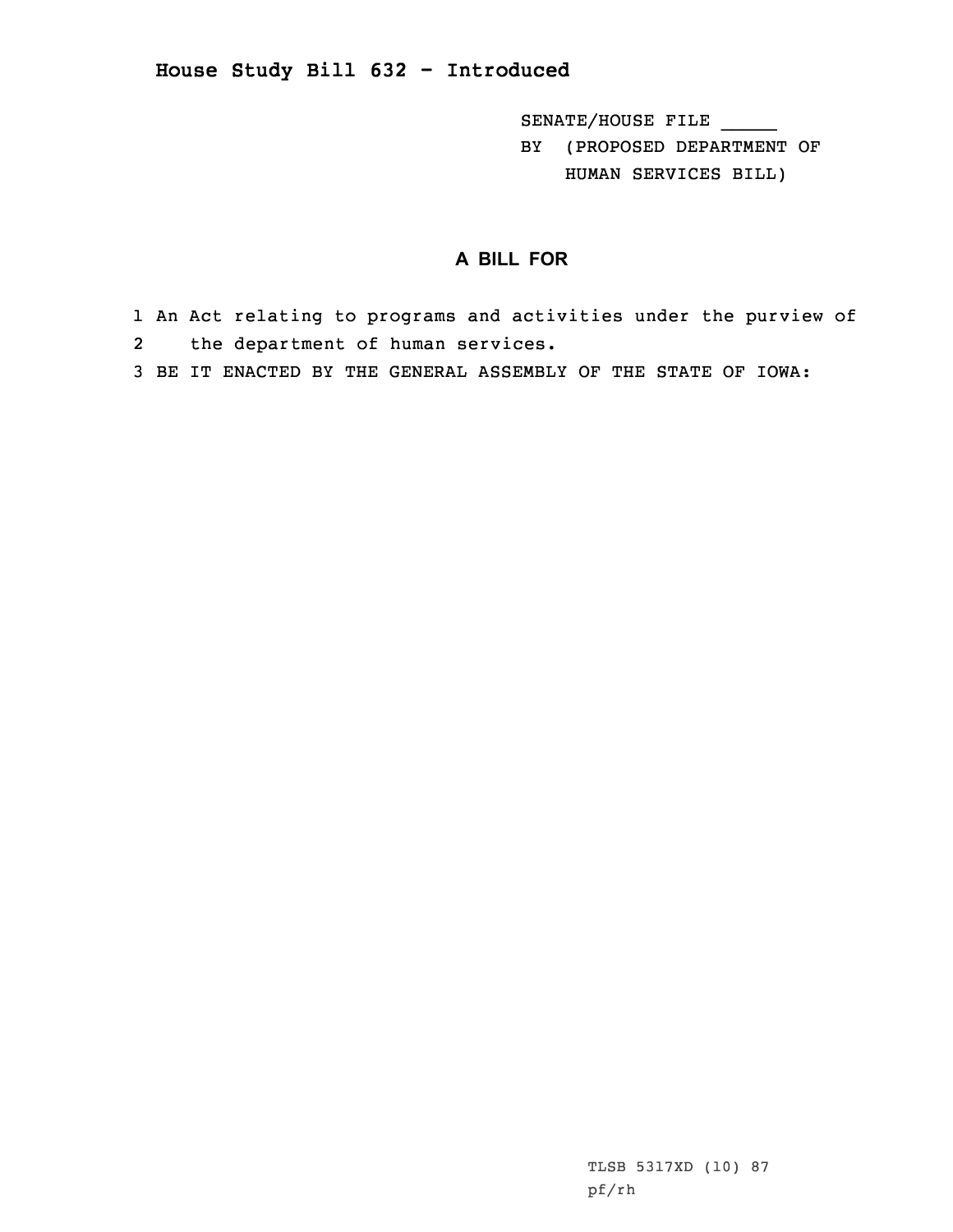**House Study Bill 632 - Introduced**

SENATE/HOUSE FILE _____
BY (PROPOSED DEPARTMENT OF HUMAN SERVICES BILL)

## A BILL FOR

1 An Act relating to programs and activities under the purview of
2 the department of human services.
3 BE IT ENACTED BY THE GENERAL ASSEMBLY OF THE STATE OF IOWA:

TLSB 5317XD (10) 87
pf/rh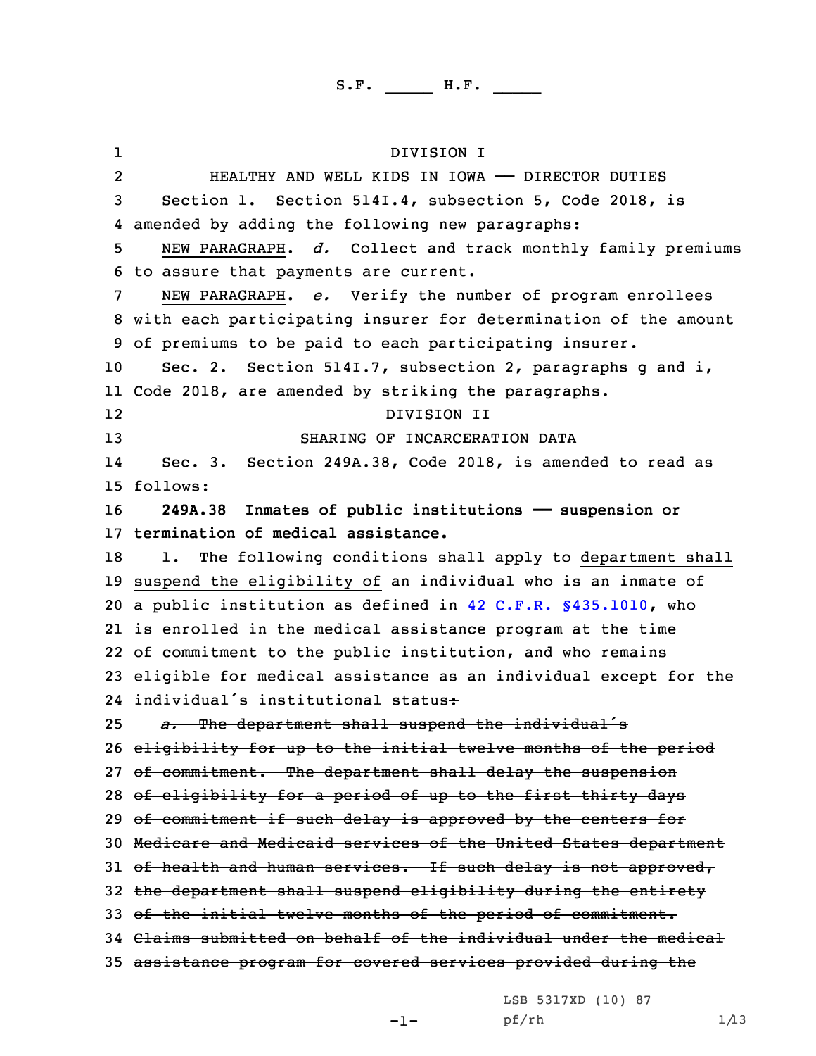S.F. _____ H.F. _____

DIVISION I

HEALTHY AND WELL KIDS IN IOWA —— DIRECTOR DUTIES

Section 1. Section 514I.4, subsection 5, Code 2018, is amended by adding the following new paragraphs:

NEW PARAGRAPH. *d.* Collect and track monthly family premiums to assure that payments are current.

NEW PARAGRAPH. *e.* Verify the number of program enrollees with each participating insurer for determination of the amount of premiums to be paid to each participating insurer.

Sec. 2. Section 514I.7, subsection 2, paragraphs g and i, Code 2018, are amended by striking the paragraphs.

DIVISION II

SHARING OF INCARCERATION DATA

Sec. 3. Section 249A.38, Code 2018, is amended to read as follows:

**249A.38 Inmates of public institutions —— suspension or termination of medical assistance.**

1. The ~~following conditions shall apply to~~ department shall suspend the eligibility of an individual who is an inmate of a public institution as defined in 42 C.F.R. §435.1010, who is enrolled in the medical assistance program at the time of commitment to the public institution, and who remains eligible for medical assistance as an individual except for the individual's institutional status~~:~~

~~*a.* The department shall suspend the individual's eligibility for up to the initial twelve months of the period of commitment. The department shall delay the suspension of eligibility for a period of up to the first thirty days of commitment if such delay is approved by the centers for Medicare and Medicaid services of the United States department of health and human services. If such delay is not approved, the department shall suspend eligibility during the entirety of the initial twelve months of the period of commitment. Claims submitted on behalf of the individual under the medical assistance program for covered services provided during the~~

LSB 5317XD (10) 87
pf/rh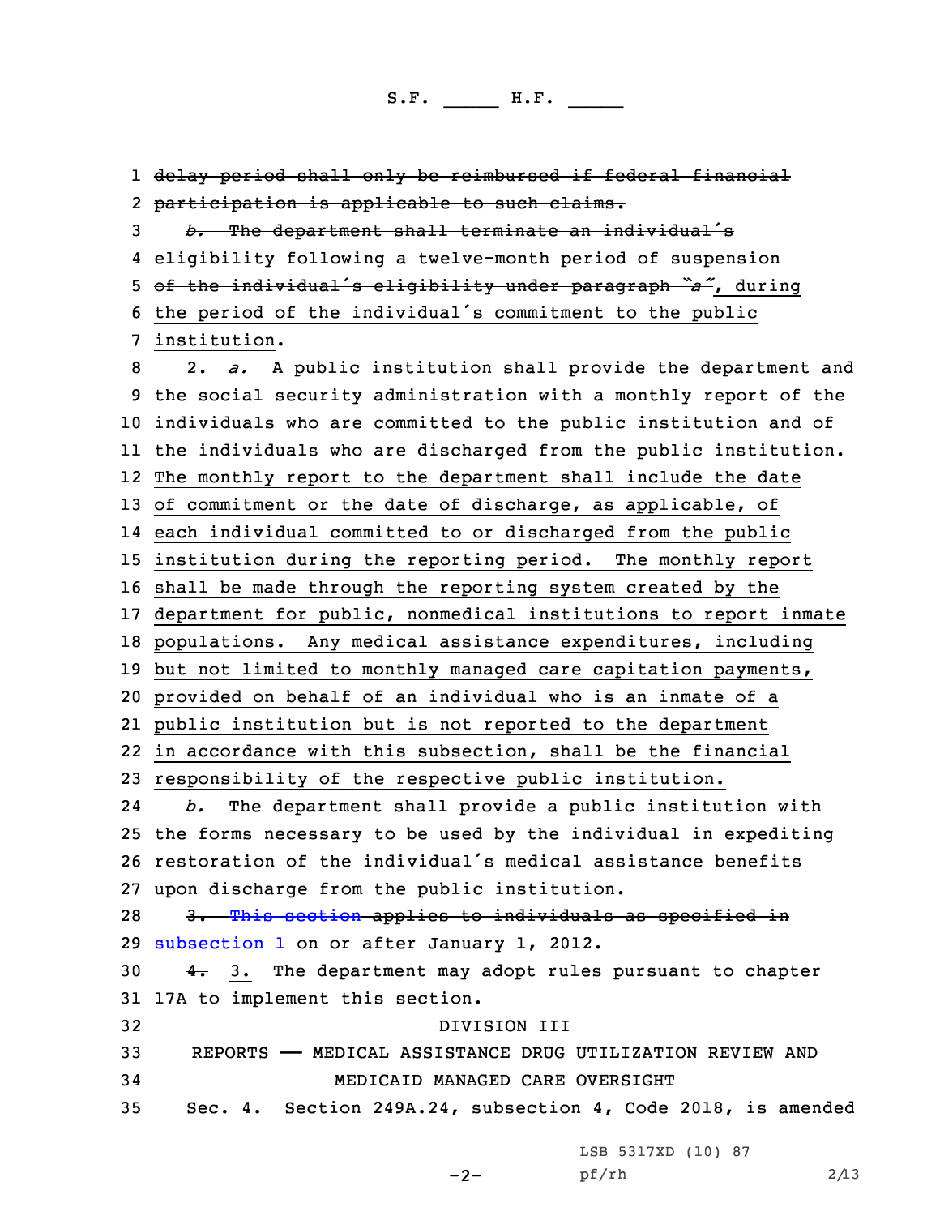~~delay period shall only be reimbursed if federal financial participation is applicable to such claims.~~

~~*b.* The department shall terminate an individual's eligibility following a twelve-month period of suspension of the individual's eligibility under paragraph "a"~~, during the period of the individual's commitment to the public institution.

2. *a.* A public institution shall provide the department and the social security administration with a monthly report of the individuals who are committed to the public institution and of the individuals who are discharged from the public institution. The monthly report to the department shall include the date of commitment or the date of discharge, as applicable, of each individual committed to or discharged from the public institution during the reporting period. The monthly report shall be made through the reporting system created by the department for public, nonmedical institutions to report inmate populations. Any medical assistance expenditures, including but not limited to monthly managed care capitation payments, provided on behalf of an individual who is an inmate of a public institution but is not reported to the department in accordance with this subsection, shall be the financial responsibility of the respective public institution.

*b.* The department shall provide a public institution with the forms necessary to be used by the individual in expediting restoration of the individual's medical assistance benefits upon discharge from the public institution.

~~3. This section applies to individuals as specified in subsection 1 on or after January 1, 2012.~~

~~4.~~ 3. The department may adopt rules pursuant to chapter 17A to implement this section.

DIVISION III

REPORTS —— MEDICAL ASSISTANCE DRUG UTILIZATION REVIEW AND MEDICAID MANAGED CARE OVERSIGHT

Sec. 4. Section 249A.24, subsection 4, Code 2018, is amended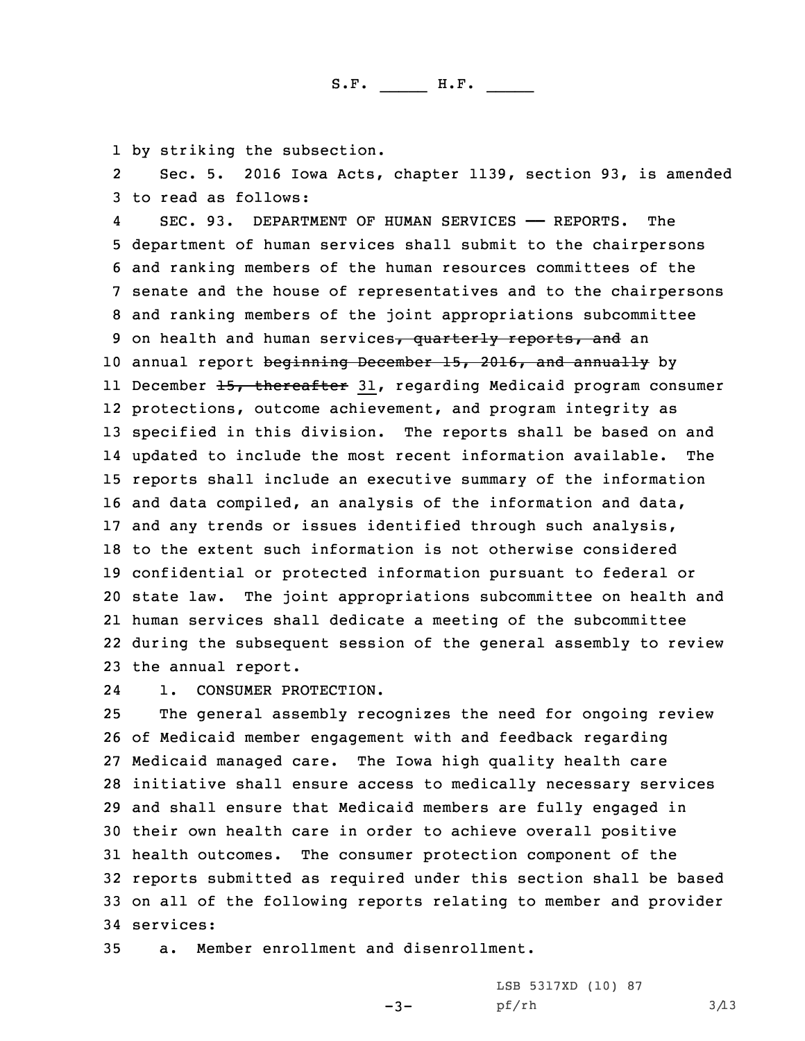by striking the subsection.

Sec. 5. 2016 Iowa Acts, chapter 1139, section 93, is amended to read as follows:

SEC. 93. DEPARTMENT OF HUMAN SERVICES —— REPORTS. The department of human services shall submit to the chairpersons and ranking members of the human resources committees of the senate and the house of representatives and to the chairpersons and ranking members of the joint appropriations subcommittee on health and human services~~, quarterly reports, and~~ an annual report ~~beginning December 15, 2016, and annually~~ by December ~~15, thereafter~~ 31, regarding Medicaid program consumer protections, outcome achievement, and program integrity as specified in this division. The reports shall be based on and updated to include the most recent information available. The reports shall include an executive summary of the information and data compiled, an analysis of the information and data, and any trends or issues identified through such analysis, to the extent such information is not otherwise considered confidential or protected information pursuant to federal or state law. The joint appropriations subcommittee on health and human services shall dedicate a meeting of the subcommittee during the subsequent session of the general assembly to review the annual report.

1. CONSUMER PROTECTION.

The general assembly recognizes the need for ongoing review of Medicaid member engagement with and feedback regarding Medicaid managed care. The Iowa high quality health care initiative shall ensure access to medically necessary services and shall ensure that Medicaid members are fully engaged in their own health care in order to achieve overall positive health outcomes. The consumer protection component of the reports submitted as required under this section shall be based on all of the following reports relating to member and provider services:

a. Member enrollment and disenrollment.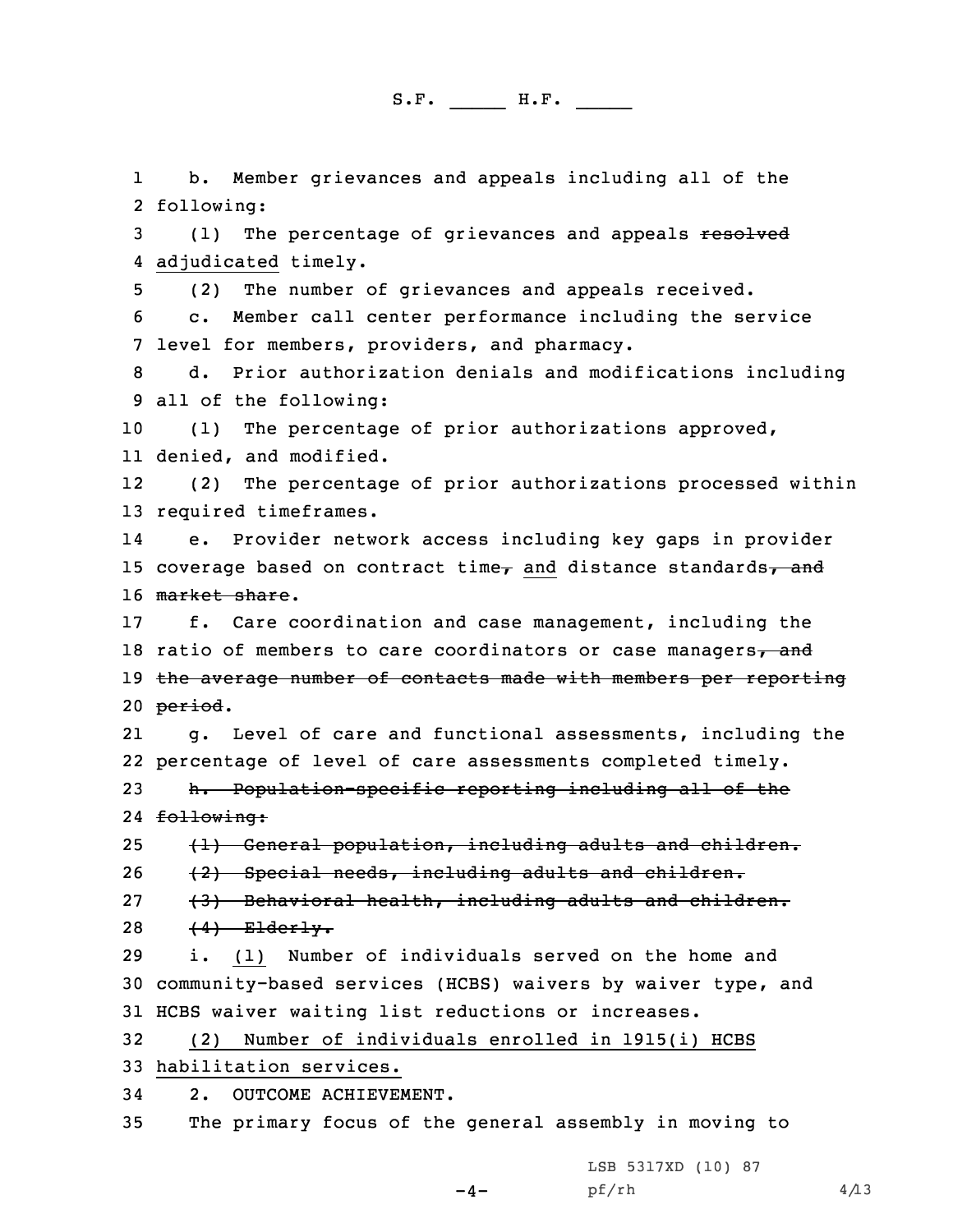b. Member grievances and appeals including all of the following:

(1) The percentage of grievances and appeals ~~resolved~~ adjudicated timely.

(2) The number of grievances and appeals received.

c. Member call center performance including the service level for members, providers, and pharmacy.

d. Prior authorization denials and modifications including all of the following:

(1) The percentage of prior authorizations approved, denied, and modified.

(2) The percentage of prior authorizations processed within required timeframes.

e. Provider network access including key gaps in provider coverage based on contract time~~,~~ and distance standards~~, and market share~~.

f. Care coordination and case management, including the ratio of members to care coordinators or case managers~~, and the average number of contacts made with members per reporting period~~.

g. Level of care and functional assessments, including the percentage of level of care assessments completed timely.

~~h. Population-specific reporting including all of the following:~~

~~(1) General population, including adults and children.~~

~~(2) Special needs, including adults and children.~~

~~(3) Behavioral health, including adults and children.~~

~~(4) Elderly.~~

i. (1) Number of individuals served on the home and community-based services (HCBS) waivers by waiver type, and HCBS waiver waiting list reductions or increases.

(2) Number of individuals enrolled in 1915(i) HCBS habilitation services.

2. OUTCOME ACHIEVEMENT.

The primary focus of the general assembly in moving to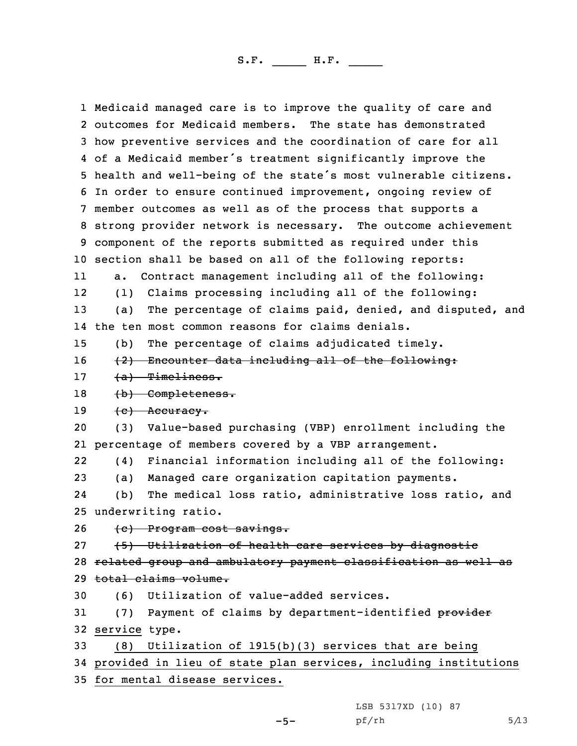Medicaid managed care is to improve the quality of care and outcomes for Medicaid members. The state has demonstrated how preventive services and the coordination of care for all of a Medicaid member's treatment significantly improve the health and well-being of the state's most vulnerable citizens. In order to ensure continued improvement, ongoing review of member outcomes as well as of the process that supports a strong provider network is necessary. The outcome achievement component of the reports submitted as required under this section shall be based on all of the following reports:

a. Contract management including all of the following:

(1) Claims processing including all of the following:

(a) The percentage of claims paid, denied, and disputed, and the ten most common reasons for claims denials.

(b) The percentage of claims adjudicated timely.

~~(2) Encounter data including all of the following:~~

~~(a) Timeliness.~~

~~(b) Completeness.~~

~~(c) Accuracy.~~

(3) Value-based purchasing (VBP) enrollment including the percentage of members covered by a VBP arrangement.

(4) Financial information including all of the following:

(a) Managed care organization capitation payments.

(b) The medical loss ratio, administrative loss ratio, and underwriting ratio.

~~(c) Program cost savings.~~

~~(5) Utilization of health care services by diagnostic related group and ambulatory payment classification as well as total claims volume.~~

(6) Utilization of value-added services.

(7) Payment of claims by department-identified ~~provider~~ service type.

(8) Utilization of 1915(b)(3) services that are being provided in lieu of state plan services, including institutions for mental disease services.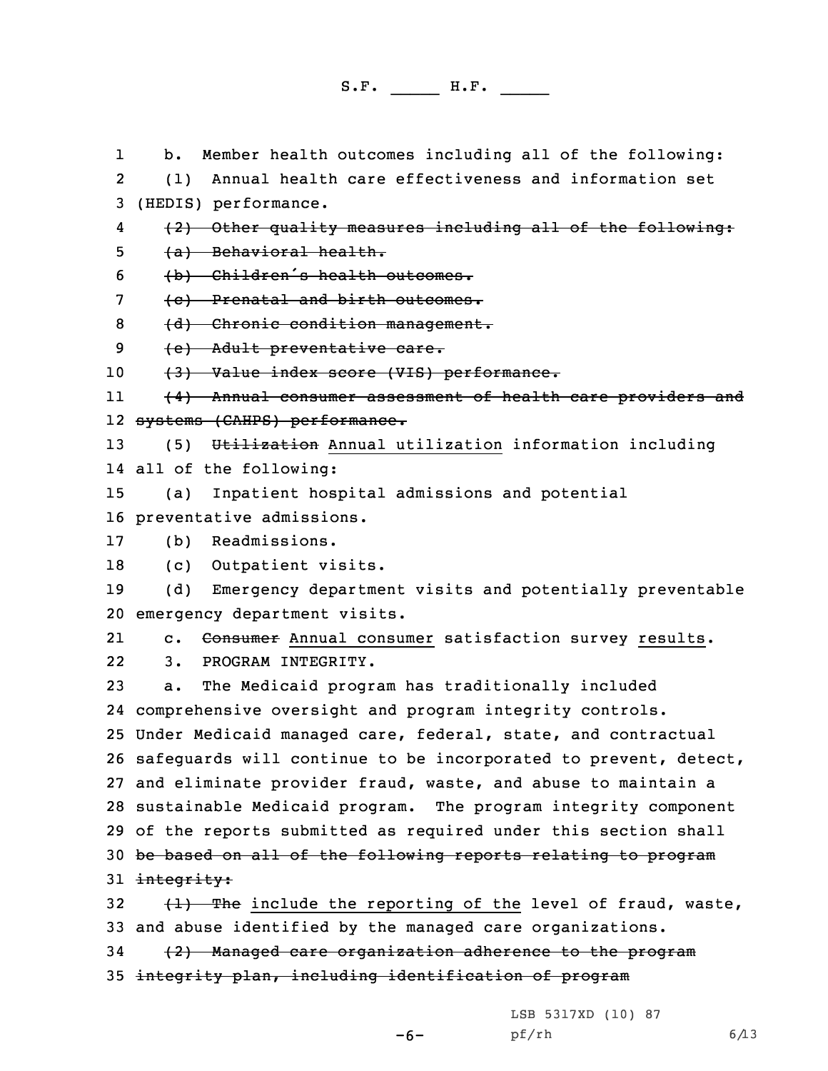b. Member health outcomes including all of the following:

(1) Annual health care effectiveness and information set (HEDIS) performance.

~~(2) Other quality measures including all of the following:~~

~~(a) Behavioral health.~~

~~(b) Children's health outcomes.~~

~~(c) Prenatal and birth outcomes.~~

~~(d) Chronic condition management.~~

~~(e) Adult preventative care.~~

~~(3) Value index score (VIS) performance.~~

~~(4) Annual consumer assessment of health care providers and systems (CAHPS) performance.~~

(5) ~~Utilization~~ Annual utilization information including all of the following:

(a) Inpatient hospital admissions and potential preventative admissions.

(b) Readmissions.

(c) Outpatient visits.

(d) Emergency department visits and potentially preventable emergency department visits.

c. ~~Consumer~~ Annual consumer satisfaction survey results.

3. PROGRAM INTEGRITY.

a. The Medicaid program has traditionally included comprehensive oversight and program integrity controls. Under Medicaid managed care, federal, state, and contractual safeguards will continue to be incorporated to prevent, detect, and eliminate provider fraud, waste, and abuse to maintain a sustainable Medicaid program. The program integrity component of the reports submitted as required under this section shall ~~be based on all of the following reports relating to program integrity:~~

~~(1) The~~ include the reporting of the level of fraud, waste, and abuse identified by the managed care organizations.

~~(2) Managed care organization adherence to the program integrity plan, including identification of program~~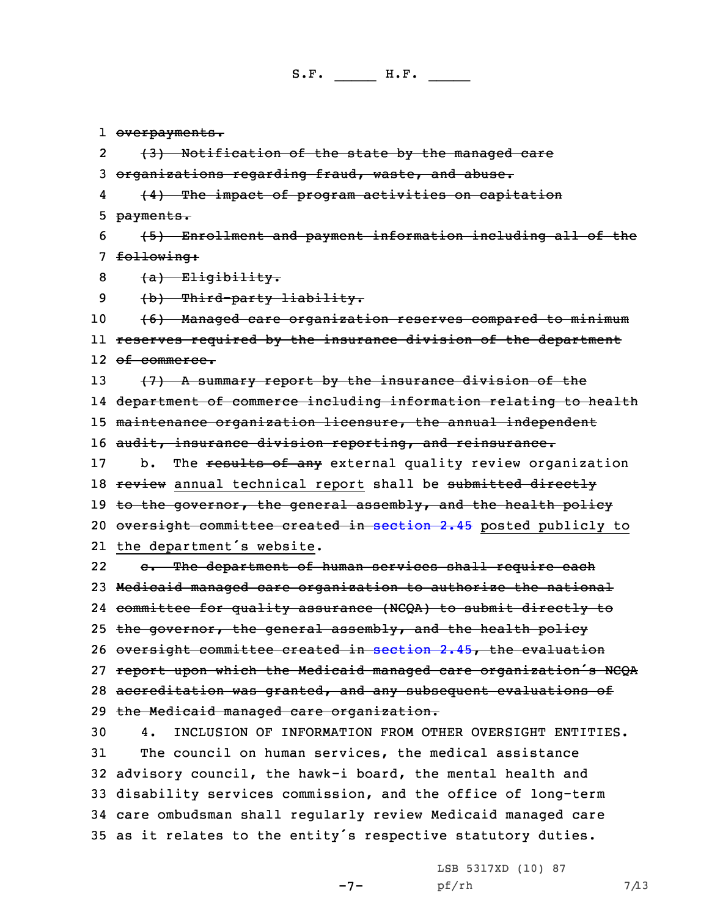1 ~~overpayments.~~

2 ~~(3) Notification of the state by the managed care~~
3 ~~organizations regarding fraud, waste, and abuse.~~

4 ~~(4) The impact of program activities on capitation~~
5 ~~payments.~~

6 ~~(5) Enrollment and payment information including all of the~~
7 ~~following:~~

8 ~~(a) Eligibility.~~

9 ~~(b) Third-party liability.~~

10 ~~(6) Managed care organization reserves compared to minimum~~
11 ~~reserves required by the insurance division of the department~~
12 ~~of commerce.~~

13 ~~(7) A summary report by the insurance division of the~~
14 ~~department of commerce including information relating to health~~
15 ~~maintenance organization licensure, the annual independent~~
16 ~~audit, insurance division reporting, and reinsurance.~~

17 b. The ~~results of any~~ external quality review organization
18 ~~review~~ annual technical report shall be ~~submitted directly~~
19 ~~to the governor, the general assembly, and the health policy~~
20 ~~oversight committee created in section 2.45~~ posted publicly to
21 the department's website.

22 ~~c. The department of human services shall require each~~
23 ~~Medicaid managed care organization to authorize the national~~
24 ~~committee for quality assurance (NCQA) to submit directly to~~
25 ~~the governor, the general assembly, and the health policy~~
26 ~~oversight committee created in section 2.45, the evaluation~~
27 ~~report upon which the Medicaid managed care organization's NCQA~~
28 ~~accreditation was granted, and any subsequent evaluations of~~
29 ~~the Medicaid managed care organization.~~

30 4. INCLUSION OF INFORMATION FROM OTHER OVERSIGHT ENTITIES.
31 The council on human services, the medical assistance
32 advisory council, the hawk-i board, the mental health and
33 disability services commission, and the office of long-term
34 care ombudsman shall regularly review Medicaid managed care
35 as it relates to the entity's respective statutory duties.

LSB 5317XD (10) 87
pf/rh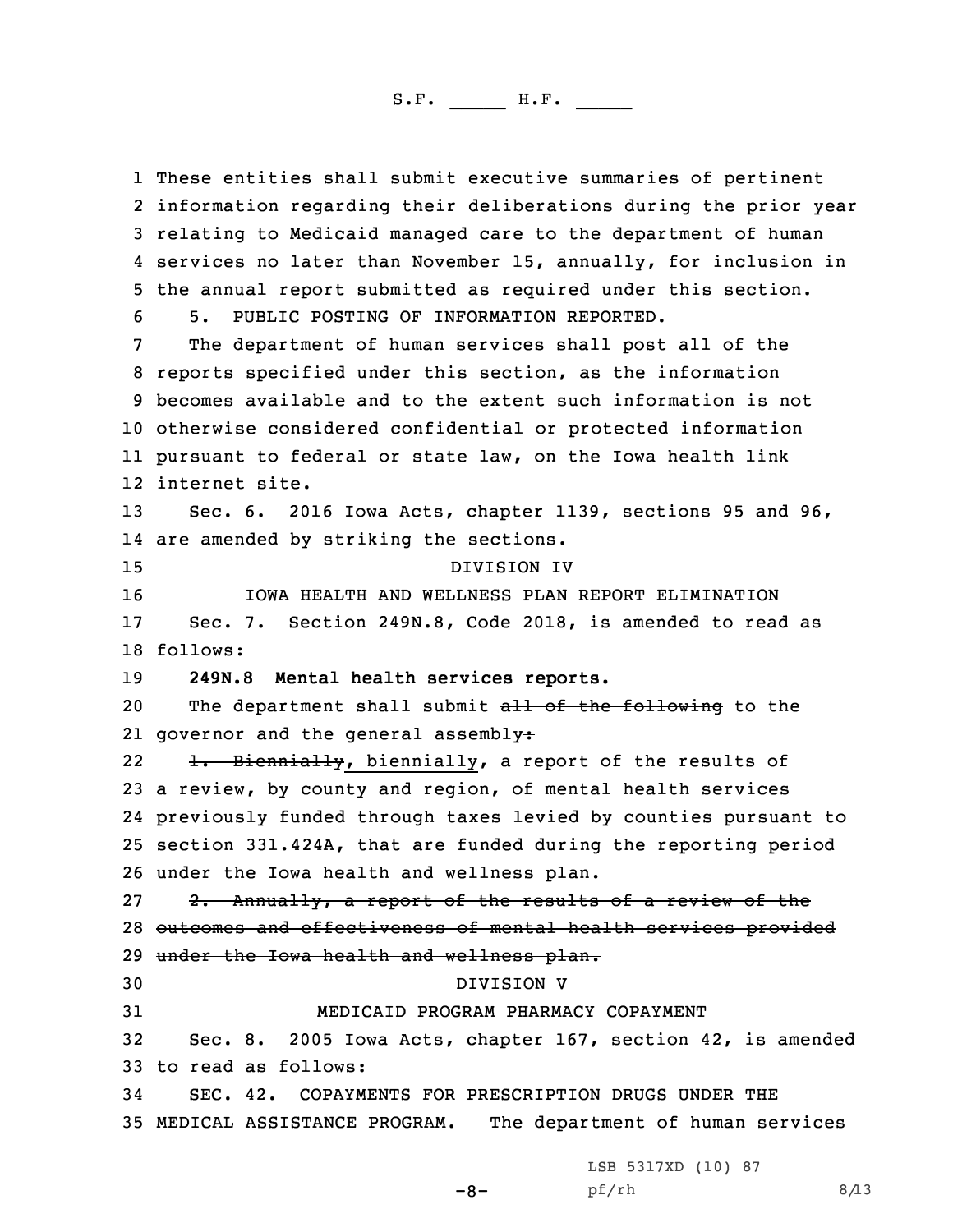These entities shall submit executive summaries of pertinent information regarding their deliberations during the prior year relating to Medicaid managed care to the department of human services no later than November 15, annually, for inclusion in the annual report submitted as required under this section.

5. PUBLIC POSTING OF INFORMATION REPORTED.

The department of human services shall post all of the reports specified under this section, as the information becomes available and to the extent such information is not otherwise considered confidential or protected information pursuant to federal or state law, on the Iowa health link internet site.

Sec. 6. 2016 Iowa Acts, chapter 1139, sections 95 and 96, are amended by striking the sections.

DIVISION IV

IOWA HEALTH AND WELLNESS PLAN REPORT ELIMINATION

Sec. 7. Section 249N.8, Code 2018, is amended to read as follows:

**249N.8 Mental health services reports.**

The department shall submit ~~all of the following~~ to the governor and the general assembly~~:~~

~~1. Biennially~~, biennially, a report of the results of a review, by county and region, of mental health services previously funded through taxes levied by counties pursuant to section 331.424A, that are funded during the reporting period under the Iowa health and wellness plan.

~~2. Annually, a report of the results of a review of the outcomes and effectiveness of mental health services provided under the Iowa health and wellness plan.~~

DIVISION V

MEDICAID PROGRAM PHARMACY COPAYMENT

Sec. 8. 2005 Iowa Acts, chapter 167, section 42, is amended to read as follows:

SEC. 42. COPAYMENTS FOR PRESCRIPTION DRUGS UNDER THE MEDICAL ASSISTANCE PROGRAM. The department of human services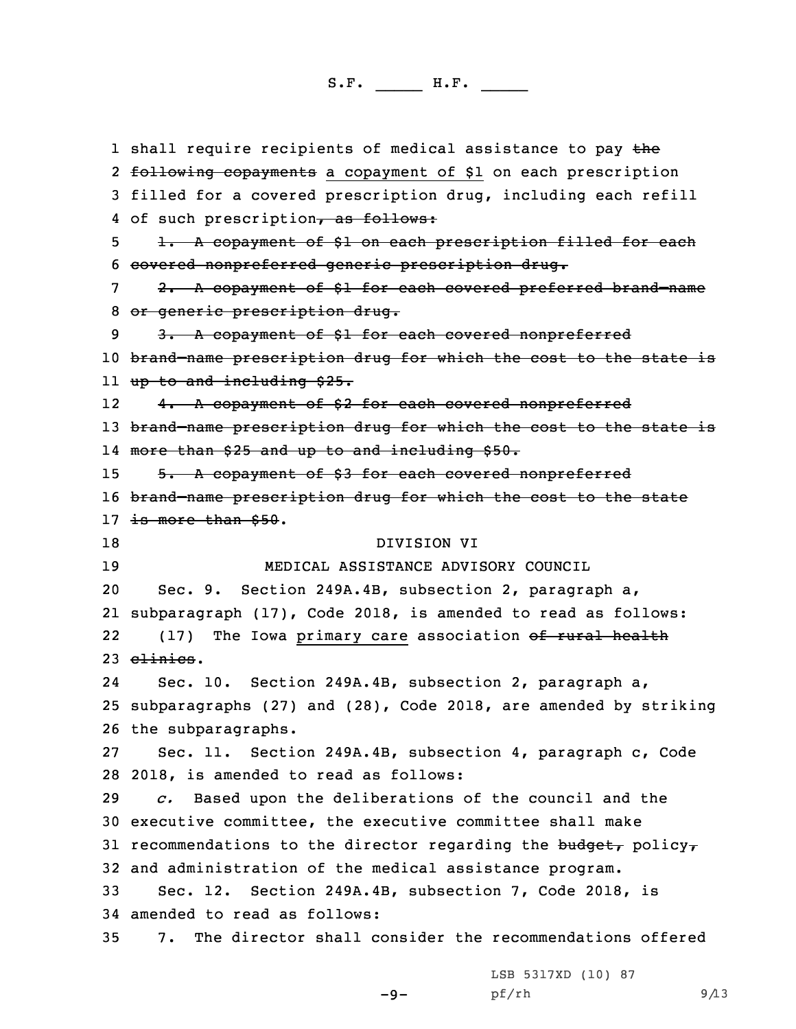shall require recipients of medical assistance to pay ~~the following copayments~~ a copayment of $1 on each prescription filled for a covered prescription drug, including each refill of such prescription~~, as follows:~~

~~1. A copayment of $1 on each prescription filled for each covered nonpreferred generic prescription drug.~~

~~2. A copayment of $1 for each covered preferred brand-name or generic prescription drug.~~

~~3. A copayment of $1 for each covered nonpreferred brand-name prescription drug for which the cost to the state is up to and including $25.~~

~~4. A copayment of $2 for each covered nonpreferred brand-name prescription drug for which the cost to the state is more than $25 and up to and including $50.~~

~~5. A copayment of $3 for each covered nonpreferred brand-name prescription drug for which the cost to the state is more than $50~~.

DIVISION VI

MEDICAL ASSISTANCE ADVISORY COUNCIL

Sec. 9. Section 249A.4B, subsection 2, paragraph a, subparagraph (17), Code 2018, is amended to read as follows:

(17) The Iowa primary care association ~~of rural health clinics~~.

Sec. 10. Section 249A.4B, subsection 2, paragraph a, subparagraphs (27) and (28), Code 2018, are amended by striking the subparagraphs.

Sec. 11. Section 249A.4B, subsection 4, paragraph c, Code 2018, is amended to read as follows:

*c.* Based upon the deliberations of the council and the executive committee, the executive committee shall make recommendations to the director regarding the ~~budget,~~ policy~~,~~ and administration of the medical assistance program.

Sec. 12. Section 249A.4B, subsection 7, Code 2018, is amended to read as follows:

7. The director shall consider the recommendations offered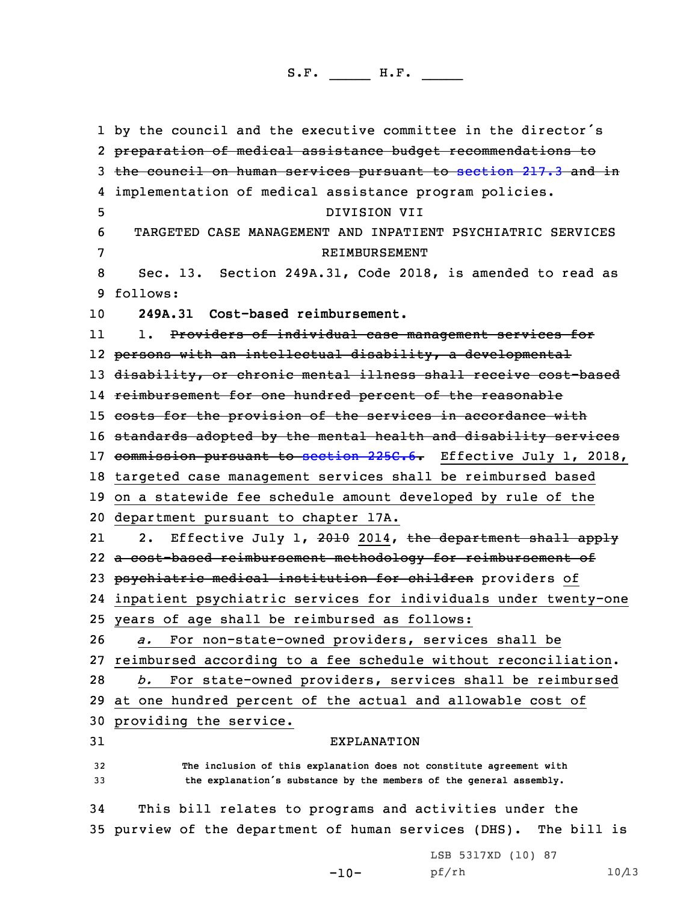by the council and the executive committee in the director's ~~preparation of medical assistance budget recommendations to the council on human services pursuant to section 217.3 and in~~ implementation of medical assistance program policies.

DIVISION VII

TARGETED CASE MANAGEMENT AND INPATIENT PSYCHIATRIC SERVICES REIMBURSEMENT

Sec. 13. Section 249A.31, Code 2018, is amended to read as follows:

**249A.31 Cost-based reimbursement.**

1. ~~Providers of individual case management services for persons with an intellectual disability, a developmental disability, or chronic mental illness shall receive cost-based reimbursement for one hundred percent of the reasonable costs for the provision of the services in accordance with standards adopted by the mental health and disability services commission pursuant to section 225C.6.~~ <u>Effective July 1, 2018, targeted case management services shall be reimbursed based on a statewide fee schedule amount developed by rule of the department pursuant to chapter 17A.</u>

2. Effective July 1, ~~2010~~ <u>2014</u>, ~~the department shall apply a cost-based reimbursement methodology for reimbursement of psychiatric medical institution for children~~ providers <u>of inpatient psychiatric services for individuals under twenty-one years of age shall be reimbursed as follows:</u>

<u>*a.* For non-state-owned providers, services shall be reimbursed according to a fee schedule without reconciliation</u>.

<u>*b.* For state-owned providers, services shall be reimbursed at one hundred percent of the actual and allowable cost of providing the service.</u>

EXPLANATION

The inclusion of this explanation does not constitute agreement with the explanation's substance by the members of the general assembly.

This bill relates to programs and activities under the purview of the department of human services (DHS). The bill is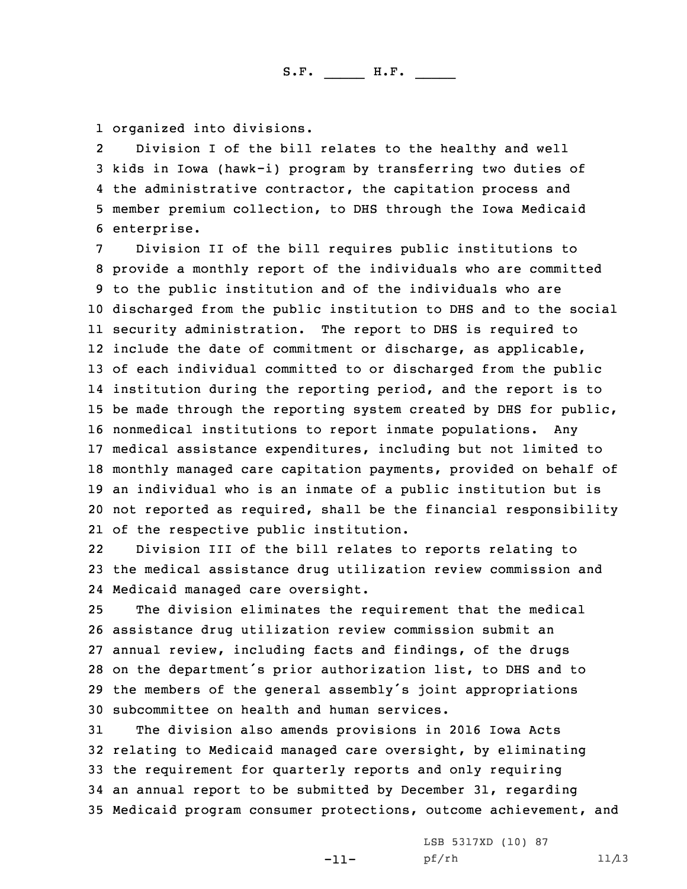organized into divisions.

Division I of the bill relates to the healthy and well kids in Iowa (hawk-i) program by transferring two duties of the administrative contractor, the capitation process and member premium collection, to DHS through the Iowa Medicaid enterprise.

Division II of the bill requires public institutions to provide a monthly report of the individuals who are committed to the public institution and of the individuals who are discharged from the public institution to DHS and to the social security administration. The report to DHS is required to include the date of commitment or discharge, as applicable, of each individual committed to or discharged from the public institution during the reporting period, and the report is to be made through the reporting system created by DHS for public, nonmedical institutions to report inmate populations. Any medical assistance expenditures, including but not limited to monthly managed care capitation payments, provided on behalf of an individual who is an inmate of a public institution but is not reported as required, shall be the financial responsibility of the respective public institution.

Division III of the bill relates to reports relating to the medical assistance drug utilization review commission and Medicaid managed care oversight.

The division eliminates the requirement that the medical assistance drug utilization review commission submit an annual review, including facts and findings, of the drugs on the department's prior authorization list, to DHS and to the members of the general assembly's joint appropriations subcommittee on health and human services.

The division also amends provisions in 2016 Iowa Acts relating to Medicaid managed care oversight, by eliminating the requirement for quarterly reports and only requiring an annual report to be submitted by December 31, regarding Medicaid program consumer protections, outcome achievement, and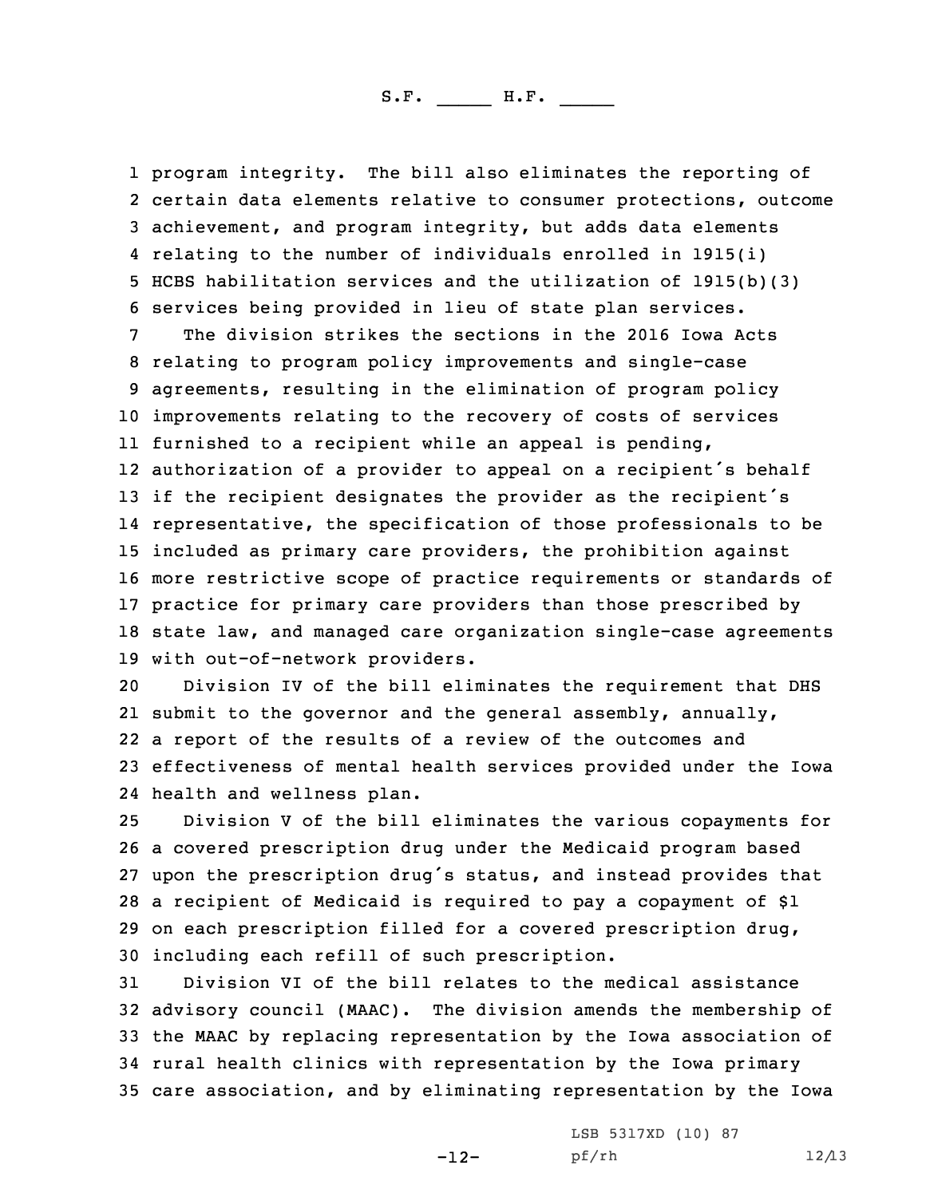program integrity. The bill also eliminates the reporting of certain data elements relative to consumer protections, outcome achievement, and program integrity, but adds data elements relating to the number of individuals enrolled in 1915(i) HCBS habilitation services and the utilization of 1915(b)(3) services being provided in lieu of state plan services.

The division strikes the sections in the 2016 Iowa Acts relating to program policy improvements and single-case agreements, resulting in the elimination of program policy improvements relating to the recovery of costs of services furnished to a recipient while an appeal is pending, authorization of a provider to appeal on a recipient's behalf if the recipient designates the provider as the recipient's representative, the specification of those professionals to be included as primary care providers, the prohibition against more restrictive scope of practice requirements or standards of practice for primary care providers than those prescribed by state law, and managed care organization single-case agreements with out-of-network providers.

Division IV of the bill eliminates the requirement that DHS submit to the governor and the general assembly, annually, a report of the results of a review of the outcomes and effectiveness of mental health services provided under the Iowa health and wellness plan.

Division V of the bill eliminates the various copayments for a covered prescription drug under the Medicaid program based upon the prescription drug's status, and instead provides that a recipient of Medicaid is required to pay a copayment of $1 on each prescription filled for a covered prescription drug, including each refill of such prescription.

Division VI of the bill relates to the medical assistance advisory council (MAAC). The division amends the membership of the MAAC by replacing representation by the Iowa association of rural health clinics with representation by the Iowa primary care association, and by eliminating representation by the Iowa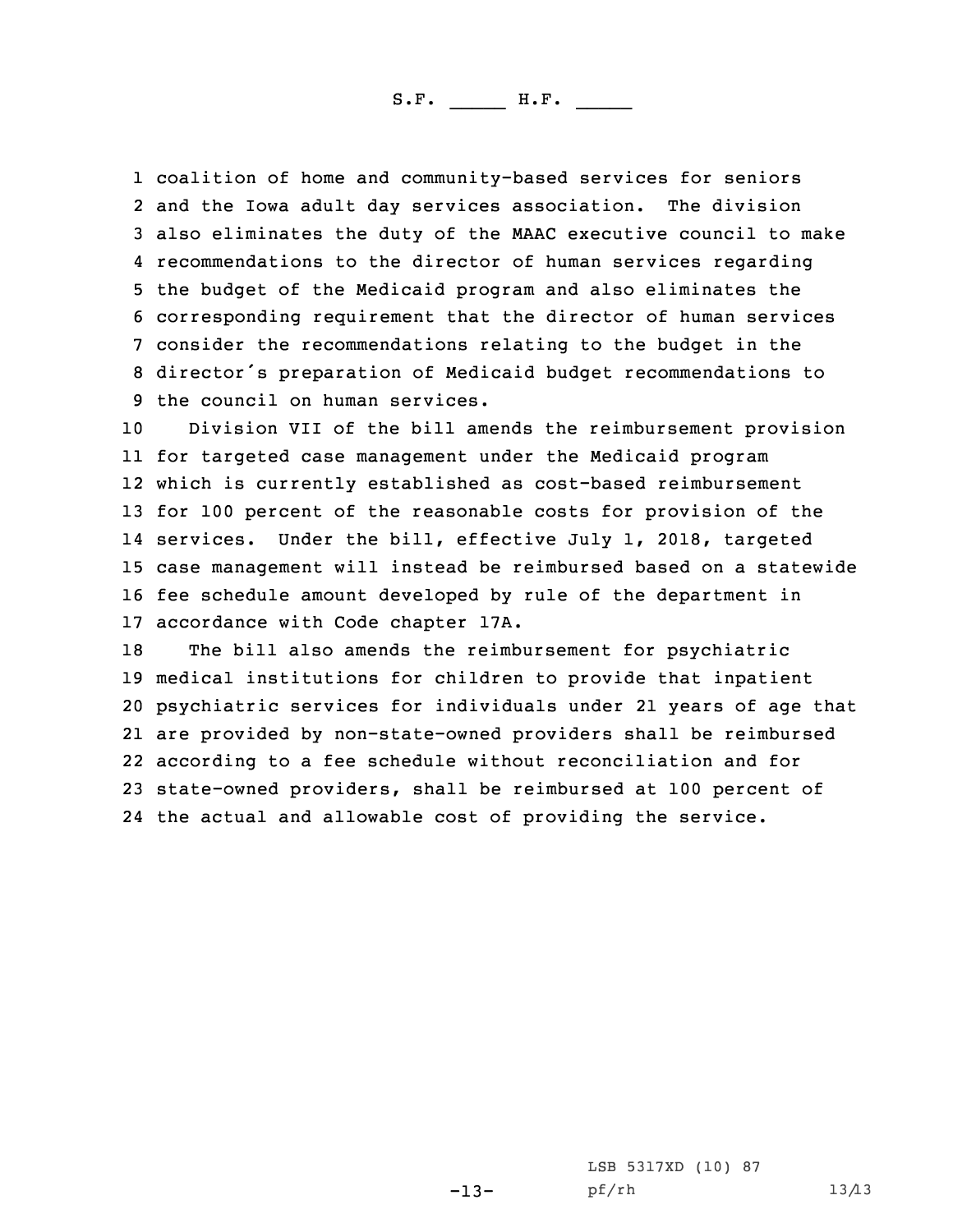coalition of home and community-based services for seniors and the Iowa adult day services association. The division also eliminates the duty of the MAAC executive council to make recommendations to the director of human services regarding the budget of the Medicaid program and also eliminates the corresponding requirement that the director of human services consider the recommendations relating to the budget in the director's preparation of Medicaid budget recommendations to the council on human services.

Division VII of the bill amends the reimbursement provision for targeted case management under the Medicaid program which is currently established as cost-based reimbursement for 100 percent of the reasonable costs for provision of the services. Under the bill, effective July 1, 2018, targeted case management will instead be reimbursed based on a statewide fee schedule amount developed by rule of the department in accordance with Code chapter 17A.

The bill also amends the reimbursement for psychiatric medical institutions for children to provide that inpatient psychiatric services for individuals under 21 years of age that are provided by non-state-owned providers shall be reimbursed according to a fee schedule without reconciliation and for state-owned providers, shall be reimbursed at 100 percent of the actual and allowable cost of providing the service.